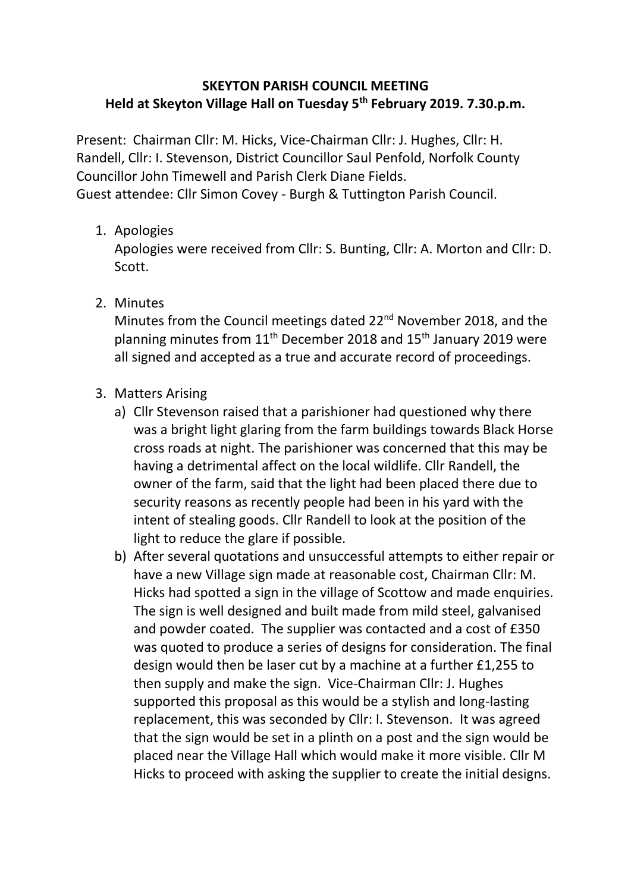**SKEYTON PARISH COUNCIL MEETING**
**Held at Skeyton Village Hall on Tuesday 5th February 2019. 7.30.p.m.**

Present: Chairman Cllr: M. Hicks, Vice-Chairman Cllr: J. Hughes, Cllr: H. Randell, Cllr: I. Stevenson, District Councillor Saul Penfold, Norfolk County Councillor John Timewell and Parish Clerk Diane Fields.
Guest attendee: Cllr Simon Covey - Burgh & Tuttington Parish Council.

1. Apologies
   Apologies were received from Cllr: S. Bunting, Cllr: A. Morton and Cllr: D. Scott.

2. Minutes
   Minutes from the Council meetings dated 22nd November 2018, and the planning minutes from 11th December 2018 and 15th January 2019 were all signed and accepted as a true and accurate record of proceedings.

3. Matters Arising
   a) Cllr Stevenson raised that a parishioner had questioned why there was a bright light glaring from the farm buildings towards Black Horse cross roads at night. The parishioner was concerned that this may be having a detrimental affect on the local wildlife. Cllr Randell, the owner of the farm, said that the light had been placed there due to security reasons as recently people had been in his yard with the intent of stealing goods. Cllr Randell to look at the position of the light to reduce the glare if possible.
   b) After several quotations and unsuccessful attempts to either repair or have a new Village sign made at reasonable cost, Chairman Cllr: M. Hicks had spotted a sign in the village of Scottow and made enquiries. The sign is well designed and built made from mild steel, galvanised and powder coated. The supplier was contacted and a cost of £350 was quoted to produce a series of designs for consideration. The final design would then be laser cut by a machine at a further £1,255 to then supply and make the sign. Vice-Chairman Cllr: J. Hughes supported this proposal as this would be a stylish and long-lasting replacement, this was seconded by Cllr: I. Stevenson. It was agreed that the sign would be set in a plinth on a post and the sign would be placed near the Village Hall which would make it more visible. Cllr M Hicks to proceed with asking the supplier to create the initial designs.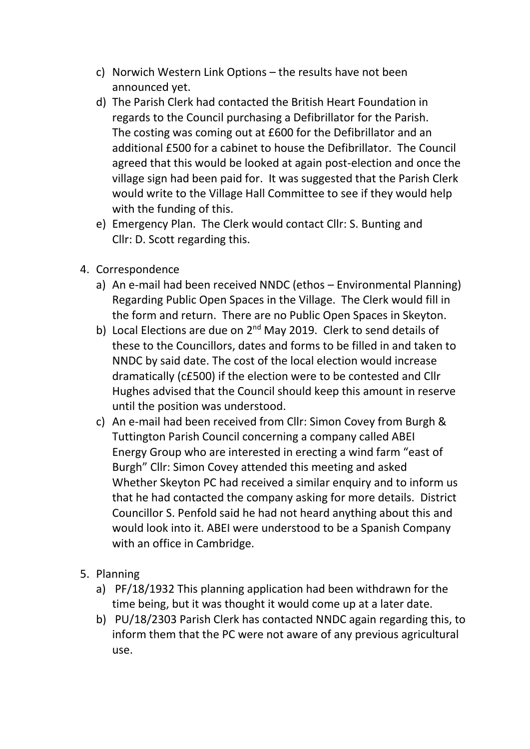c) Norwich Western Link Options – the results have not been announced yet.
d) The Parish Clerk had contacted the British Heart Foundation in regards to the Council purchasing a Defibrillator for the Parish. The costing was coming out at £600 for the Defibrillator and an additional £500 for a cabinet to house the Defibrillator. The Council agreed that this would be looked at again post-election and once the village sign had been paid for. It was suggested that the Parish Clerk would write to the Village Hall Committee to see if they would help with the funding of this.
e) Emergency Plan. The Clerk would contact Cllr: S. Bunting and Cllr: D. Scott regarding this.

4. Correspondence
   a) An e-mail had been received NNDC (ethos – Environmental Planning) Regarding Public Open Spaces in the Village. The Clerk would fill in the form and return. There are no Public Open Spaces in Skeyton.
   b) Local Elections are due on 2nd May 2019. Clerk to send details of these to the Councillors, dates and forms to be filled in and taken to NNDC by said date. The cost of the local election would increase dramatically (c£500) if the election were to be contested and Cllr Hughes advised that the Council should keep this amount in reserve until the position was understood.
   c) An e-mail had been received from Cllr: Simon Covey from Burgh & Tuttington Parish Council concerning a company called ABEI Energy Group who are interested in erecting a wind farm "east of Burgh" Cllr: Simon Covey attended this meeting and asked Whether Skeyton PC had received a similar enquiry and to inform us that he had contacted the company asking for more details. District Councillor S. Penfold said he had not heard anything about this and would look into it. ABEI were understood to be a Spanish Company with an office in Cambridge.

5. Planning
   a) PF/18/1932 This planning application had been withdrawn for the time being, but it was thought it would come up at a later date.
   b) PU/18/2303 Parish Clerk has contacted NNDC again regarding this, to inform them that the PC were not aware of any previous agricultural use.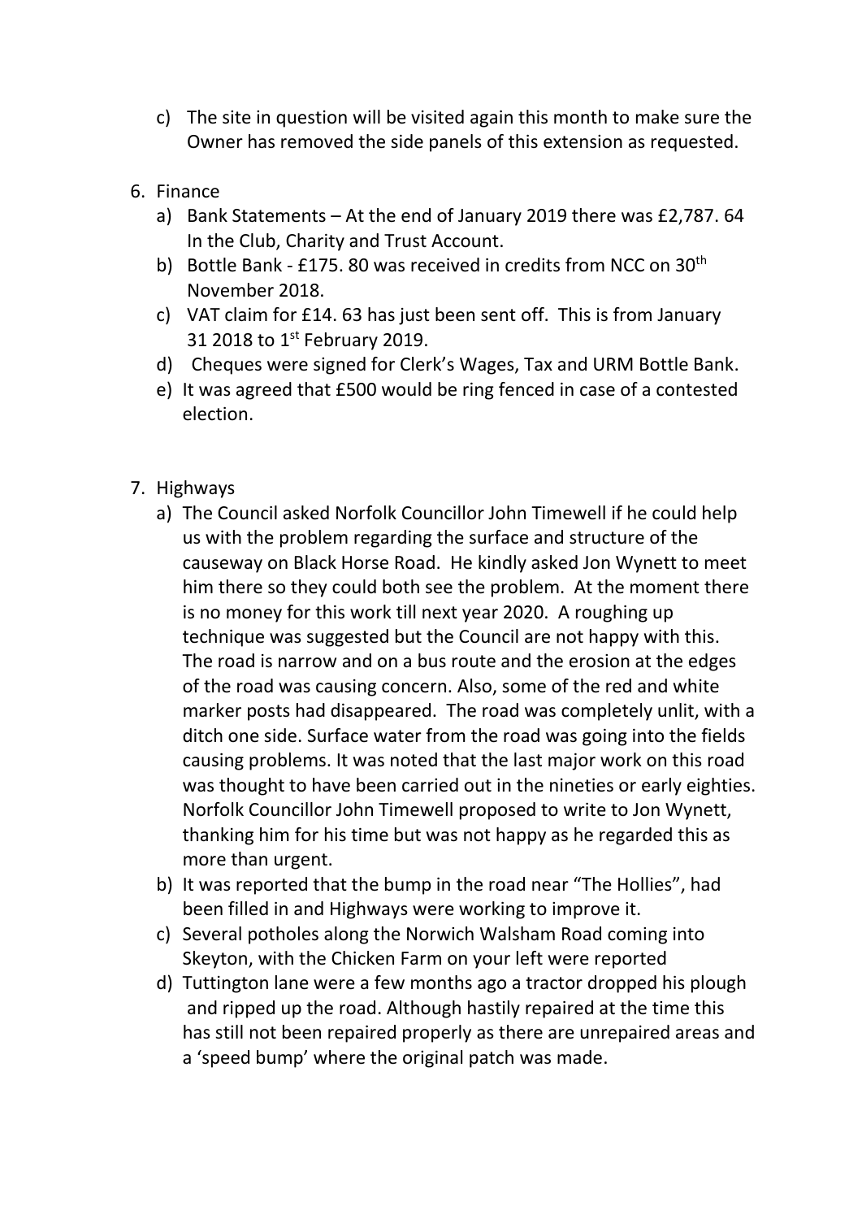c) The site in question will be visited again this month to make sure the Owner has removed the side panels of this extension as requested.

6. Finance
   a) Bank Statements – At the end of January 2019 there was £2,787. 64 In the Club, Charity and Trust Account.
   b) Bottle Bank - £175. 80 was received in credits from NCC on 30th November 2018.
   c) VAT claim for £14. 63 has just been sent off. This is from January 31 2018 to 1st February 2019.
   d) Cheques were signed for Clerk's Wages, Tax and URM Bottle Bank.
   e) It was agreed that £500 would be ring fenced in case of a contested election.

7. Highways
   a) The Council asked Norfolk Councillor John Timewell if he could help us with the problem regarding the surface and structure of the causeway on Black Horse Road. He kindly asked Jon Wynett to meet him there so they could both see the problem. At the moment there is no money for this work till next year 2020. A roughing up technique was suggested but the Council are not happy with this. The road is narrow and on a bus route and the erosion at the edges of the road was causing concern. Also, some of the red and white marker posts had disappeared. The road was completely unlit, with a ditch one side. Surface water from the road was going into the fields causing problems. It was noted that the last major work on this road was thought to have been carried out in the nineties or early eighties. Norfolk Councillor John Timewell proposed to write to Jon Wynett, thanking him for his time but was not happy as he regarded this as more than urgent.
   b) It was reported that the bump in the road near "The Hollies", had been filled in and Highways were working to improve it.
   c) Several potholes along the Norwich Walsham Road coming into Skeyton, with the Chicken Farm on your left were reported
   d) Tuttington lane were a few months ago a tractor dropped his plough and ripped up the road. Although hastily repaired at the time this has still not been repaired properly as there are unrepaired areas and a 'speed bump' where the original patch was made.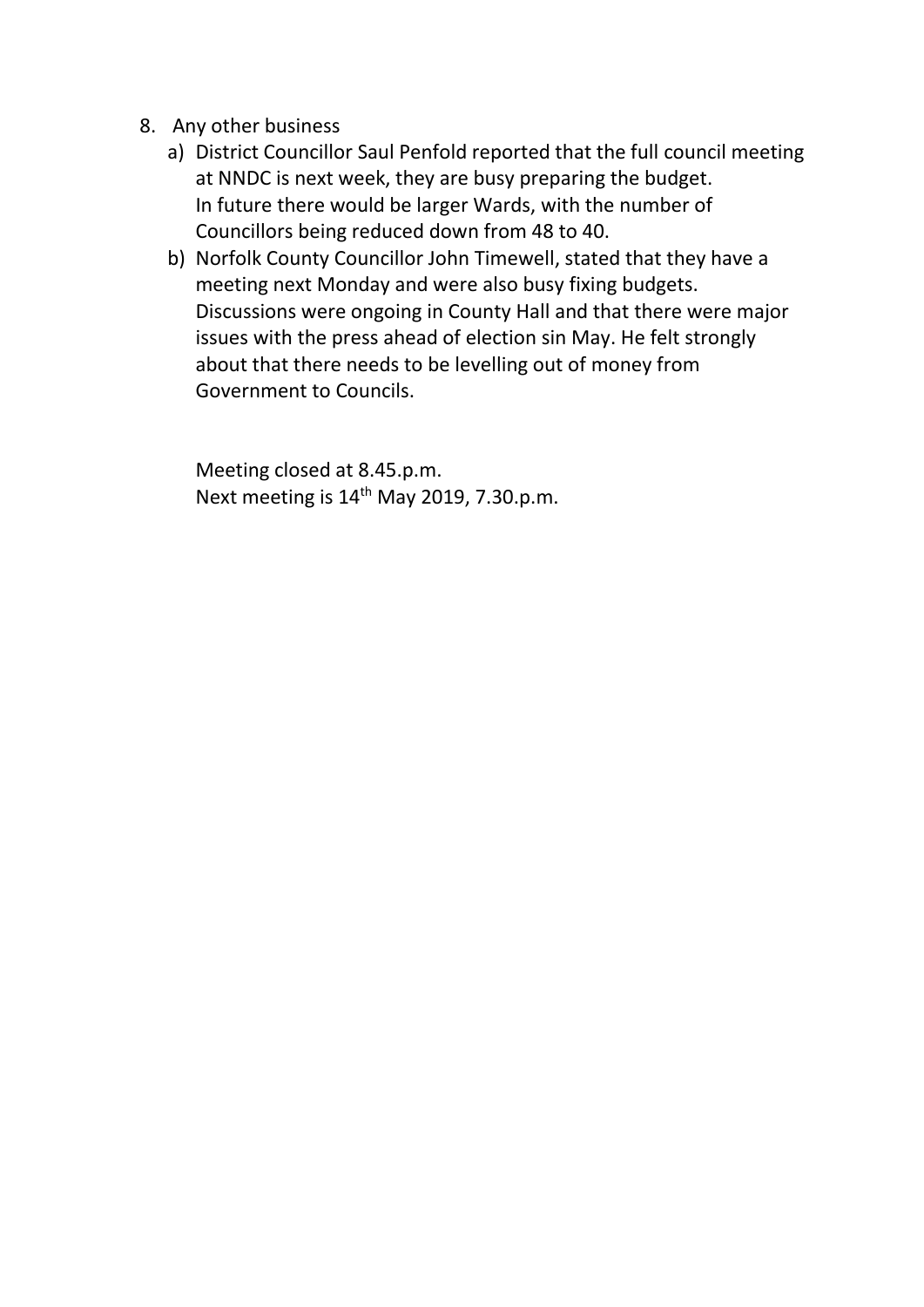8. Any other business
   a) District Councillor Saul Penfold reported that the full council meeting at NNDC is next week, they are busy preparing the budget.
      In future there would be larger Wards, with the number of Councillors being reduced down from 48 to 40.
   b) Norfolk County Councillor John Timewell, stated that they have a meeting next Monday and were also busy fixing budgets. Discussions were ongoing in County Hall and that there were major issues with the press ahead of election sin May. He felt strongly about that there needs to be levelling out of money from Government to Councils.

Meeting closed at 8.45.p.m.
Next meeting is 14th May 2019, 7.30.p.m.